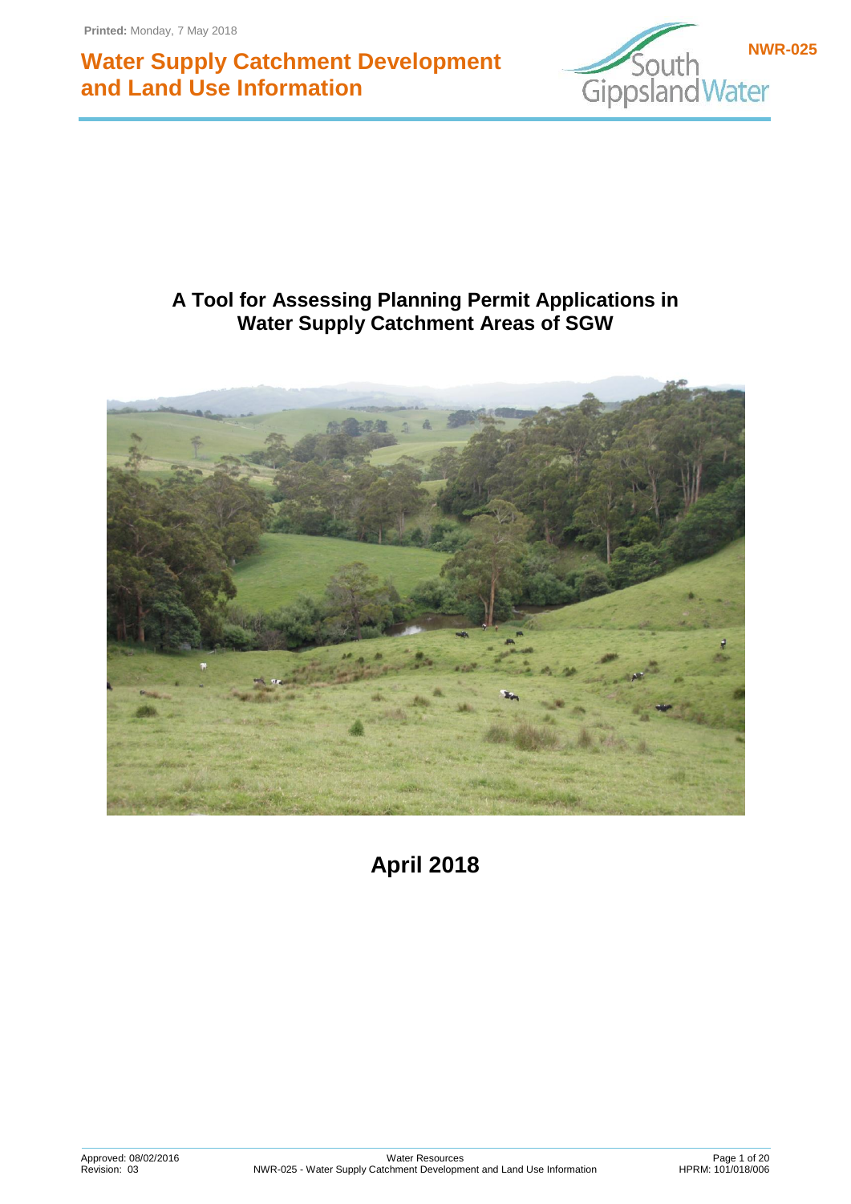# Water Supply Catchment Development and Land Use Information

NWR-025

## A Tool for Assessing Planning Permit Applications in Water Supply Catchment Areas of SGW

**April 2018**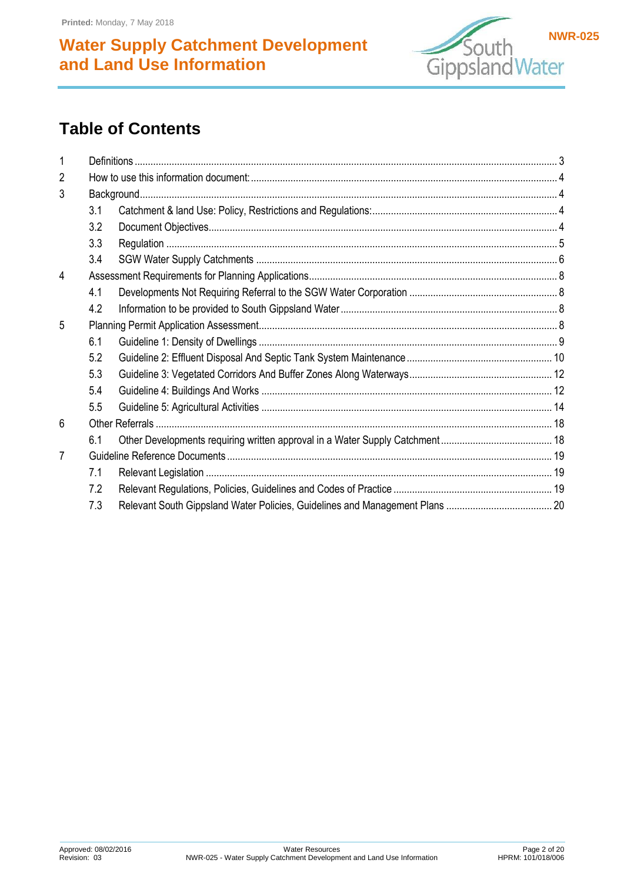## Table of Contents

| | | | |
|---|---|---|---|
| 1 | Definitions | | 3 |
| 2 | How to use this information document: | | 4 |
| 3 | Background | | 4 |
| | 3.1 | Catchment & land Use: Policy, Restrictions and Regulations: | 4 |
| | 3.2 | Document Objectives | 4 |
| | 3.3 | Regulation | 5 |
| | 3.4 | SGW Water Supply Catchments | 6 |
| 4 | Assessment Requirements for Planning Applications | | 8 |
| | 4.1 | Developments Not Requiring Referral to the SGW Water Corporation | 8 |
| | 4.2 | Information to be provided to South Gippsland Water | 8 |
| 5 | Planning Permit Application Assessment | | 8 |
| | 6.1 | Guideline 1: Density of Dwellings | 9 |
| | 5.2 | Guideline 2: Effluent Disposal And Septic Tank System Maintenance | 10 |
| | 5.3 | Guideline 3: Vegetated Corridors And Buffer Zones Along Waterways | 12 |
| | 5.4 | Guideline 4: Buildings And Works | 12 |
| | 5.5 | Guideline 5: Agricultural Activities | 14 |
| 6 | Other Referrals | | 18 |
| | 6.1 | Other Developments requiring written approval in a Water Supply Catchment | 18 |
| 7 | Guideline Reference Documents | | 19 |
| | 7.1 | Relevant Legislation | 19 |
| | 7.2 | Relevant Regulations, Policies, Guidelines and Codes of Practice | 19 |
| | 7.3 | Relevant South Gippsland Water Policies, Guidelines and Management Plans | 20 |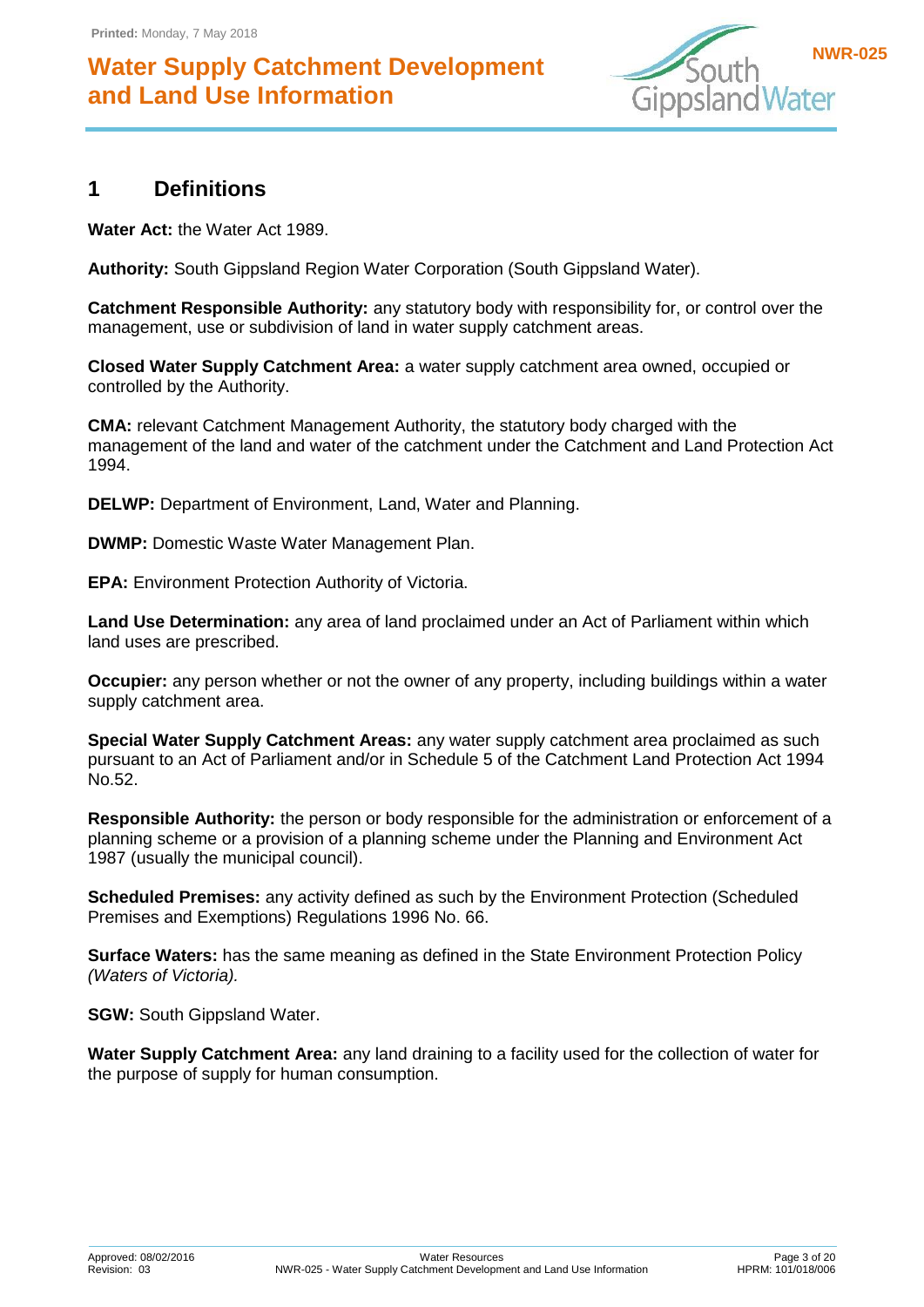## 1 Definitions

**Water Act:** the Water Act 1989.

**Authority:** South Gippsland Region Water Corporation (South Gippsland Water).

**Catchment Responsible Authority:** any statutory body with responsibility for, or control over the management, use or subdivision of land in water supply catchment areas.

**Closed Water Supply Catchment Area:** a water supply catchment area owned, occupied or controlled by the Authority.

**CMA:** relevant Catchment Management Authority, the statutory body charged with the management of the land and water of the catchment under the Catchment and Land Protection Act 1994.

**DELWP:** Department of Environment, Land, Water and Planning.

**DWMP:** Domestic Waste Water Management Plan.

**EPA:** Environment Protection Authority of Victoria.

**Land Use Determination:** any area of land proclaimed under an Act of Parliament within which land uses are prescribed.

**Occupier:** any person whether or not the owner of any property, including buildings within a water supply catchment area.

**Special Water Supply Catchment Areas:** any water supply catchment area proclaimed as such pursuant to an Act of Parliament and/or in Schedule 5 of the Catchment Land Protection Act 1994 No.52.

**Responsible Authority:** the person or body responsible for the administration or enforcement of a planning scheme or a provision of a planning scheme under the Planning and Environment Act 1987 (usually the municipal council).

**Scheduled Premises:** any activity defined as such by the Environment Protection (Scheduled Premises and Exemptions) Regulations 1996 No. 66.

**Surface Waters:** has the same meaning as defined in the State Environment Protection Policy *(Waters of Victoria).*

**SGW:** South Gippsland Water.

**Water Supply Catchment Area:** any land draining to a facility used for the collection of water for the purpose of supply for human consumption.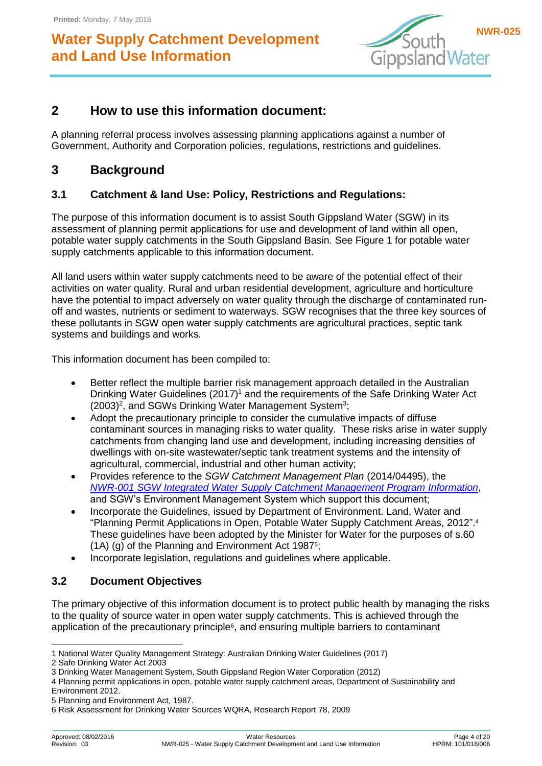## 2 How to use this information document:

A planning referral process involves assessing planning applications against a number of Government, Authority and Corporation policies, regulations, restrictions and guidelines.

## 3 Background

### 3.1 Catchment & land Use: Policy, Restrictions and Regulations:

The purpose of this information document is to assist South Gippsland Water (SGW) in its assessment of planning permit applications for use and development of land within all open, potable water supply catchments in the South Gippsland Basin. See Figure 1 for potable water supply catchments applicable to this information document.

All land users within water supply catchments need to be aware of the potential effect of their activities on water quality. Rural and urban residential development, agriculture and horticulture have the potential to impact adversely on water quality through the discharge of contaminated run-off and wastes, nutrients or sediment to waterways. SGW recognises that the three key sources of these pollutants in SGW open water supply catchments are agricultural practices, septic tank systems and buildings and works.

This information document has been compiled to:

- Better reflect the multiple barrier risk management approach detailed in the Australian Drinking Water Guidelines (2017)[1] and the requirements of the Safe Drinking Water Act (2003)[2], and SGWs Drinking Water Management System[3];
- Adopt the precautionary principle to consider the cumulative impacts of diffuse contaminant sources in managing risks to water quality. These risks arise in water supply catchments from changing land use and development, including increasing densities of dwellings with on-site wastewater/septic tank treatment systems and the intensity of agricultural, commercial, industrial and other human activity;
- Provides reference to the *SGW Catchment Management Plan* (2014/04495), the *NWR-001 SGW Integrated Water Supply Catchment Management Program Information*, and SGW's Environment Management System which support this document;
- Incorporate the Guidelines, issued by Department of Environment. Land, Water and "Planning Permit Applications in Open, Potable Water Supply Catchment Areas, 2012".[4] These guidelines have been adopted by the Minister for Water for the purposes of s.60 (1A) (g) of the Planning and Environment Act 1987[5];
- Incorporate legislation, regulations and guidelines where applicable.

### 3.2 Document Objectives

The primary objective of this information document is to protect public health by managing the risks to the quality of source water in open water supply catchments. This is achieved through the application of the precautionary principle[6], and ensuring multiple barriers to contaminant

---

1 National Water Quality Management Strategy: Australian Drinking Water Guidelines (2017)
2 Safe Drinking Water Act 2003
3 Drinking Water Management System, South Gippsland Region Water Corporation (2012)
4 Planning permit applications in open, potable water supply catchment areas, Department of Sustainability and Environment 2012.
5 Planning and Environment Act, 1987.
6 Risk Assessment for Drinking Water Sources WQRA, Research Report 78, 2009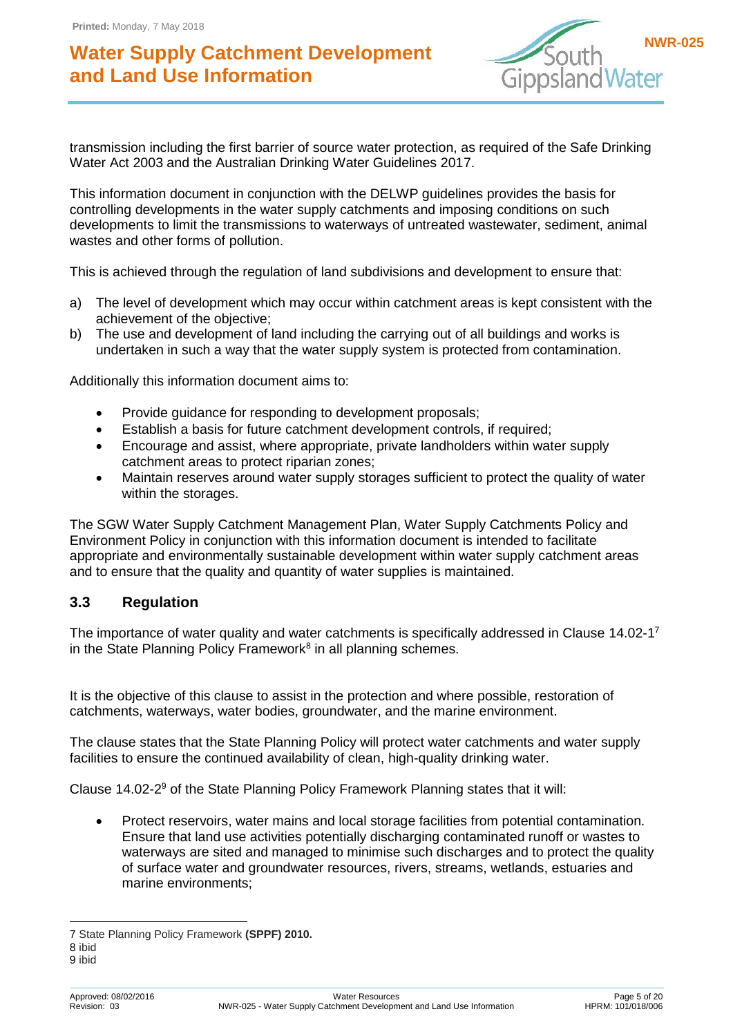transmission including the first barrier of source water protection, as required of the Safe Drinking Water Act 2003 and the Australian Drinking Water Guidelines 2017.

This information document in conjunction with the DELWP guidelines provides the basis for controlling developments in the water supply catchments and imposing conditions on such developments to limit the transmissions to waterways of untreated wastewater, sediment, animal wastes and other forms of pollution.

This is achieved through the regulation of land subdivisions and development to ensure that:

a) The level of development which may occur within catchment areas is kept consistent with the achievement of the objective;
b) The use and development of land including the carrying out of all buildings and works is undertaken in such a way that the water supply system is protected from contamination.

Additionally this information document aims to:

- Provide guidance for responding to development proposals;
- Establish a basis for future catchment development controls, if required;
- Encourage and assist, where appropriate, private landholders within water supply catchment areas to protect riparian zones;
- Maintain reserves around water supply storages sufficient to protect the quality of water within the storages.

The SGW Water Supply Catchment Management Plan, Water Supply Catchments Policy and Environment Policy in conjunction with this information document is intended to facilitate appropriate and environmentally sustainable development within water supply catchment areas and to ensure that the quality and quantity of water supplies is maintained.

## 3.3 Regulation

The importance of water quality and water catchments is specifically addressed in Clause 14.02-1[7] in the State Planning Policy Framework[8] in all planning schemes.

It is the objective of this clause to assist in the protection and where possible, restoration of catchments, waterways, water bodies, groundwater, and the marine environment.

The clause states that the State Planning Policy will protect water catchments and water supply facilities to ensure the continued availability of clean, high-quality drinking water.

Clause 14.02-2[9] of the State Planning Policy Framework Planning states that it will:

- Protect reservoirs, water mains and local storage facilities from potential contamination. Ensure that land use activities potentially discharging contaminated runoff or wastes to waterways are sited and managed to minimise such discharges and to protect the quality of surface water and groundwater resources, rivers, streams, wetlands, estuaries and marine environments;

---

7 State Planning Policy Framework **(SPPF) 2010.**
8 ibid
9 ibid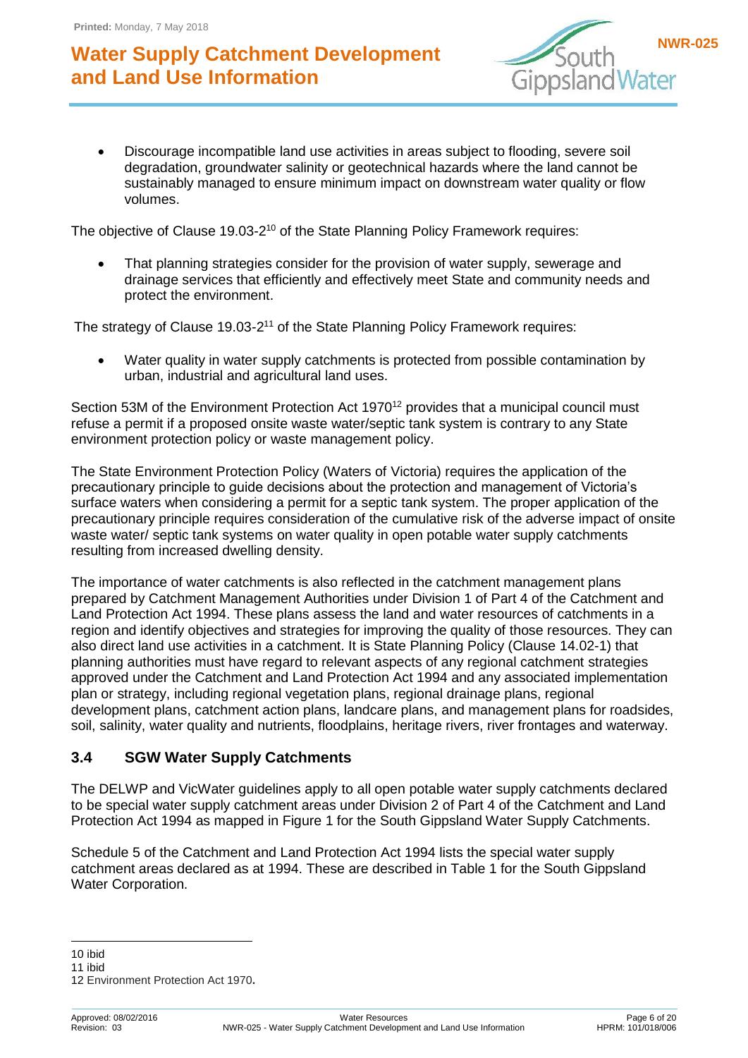- Discourage incompatible land use activities in areas subject to flooding, severe soil degradation, groundwater salinity or geotechnical hazards where the land cannot be sustainably managed to ensure minimum impact on downstream water quality or flow volumes.

The objective of Clause 19.03-2[10] of the State Planning Policy Framework requires:

- That planning strategies consider for the provision of water supply, sewerage and drainage services that efficiently and effectively meet State and community needs and protect the environment.

The strategy of Clause 19.03-2[11] of the State Planning Policy Framework requires:

- Water quality in water supply catchments is protected from possible contamination by urban, industrial and agricultural land uses.

Section 53M of the Environment Protection Act 1970[12] provides that a municipal council must refuse a permit if a proposed onsite waste water/septic tank system is contrary to any State environment protection policy or waste management policy.

The State Environment Protection Policy (Waters of Victoria) requires the application of the precautionary principle to guide decisions about the protection and management of Victoria's surface waters when considering a permit for a septic tank system. The proper application of the precautionary principle requires consideration of the cumulative risk of the adverse impact of onsite waste water/ septic tank systems on water quality in open potable water supply catchments resulting from increased dwelling density.

The importance of water catchments is also reflected in the catchment management plans prepared by Catchment Management Authorities under Division 1 of Part 4 of the Catchment and Land Protection Act 1994. These plans assess the land and water resources of catchments in a region and identify objectives and strategies for improving the quality of those resources. They can also direct land use activities in a catchment. It is State Planning Policy (Clause 14.02-1) that planning authorities must have regard to relevant aspects of any regional catchment strategies approved under the Catchment and Land Protection Act 1994 and any associated implementation plan or strategy, including regional vegetation plans, regional drainage plans, regional development plans, catchment action plans, landcare plans, and management plans for roadsides, soil, salinity, water quality and nutrients, floodplains, heritage rivers, river frontages and waterway.

## 3.4 SGW Water Supply Catchments

The DELWP and VicWater guidelines apply to all open potable water supply catchments declared to be special water supply catchment areas under Division 2 of Part 4 of the Catchment and Land Protection Act 1994 as mapped in Figure 1 for the South Gippsland Water Supply Catchments.

Schedule 5 of the Catchment and Land Protection Act 1994 lists the special water supply catchment areas declared as at 1994. These are described in Table 1 for the South Gippsland Water Corporation.

---

10 ibid

11 ibid

12 Environment Protection Act 1970.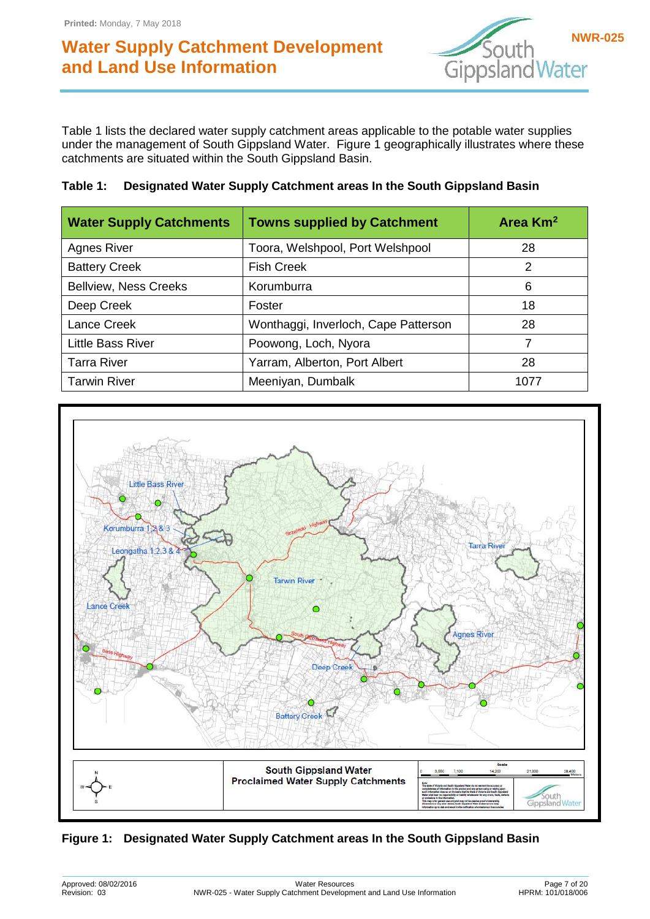Table 1 lists the declared water supply catchment areas applicable to the potable water supplies under the management of South Gippsland Water. Figure 1 geographically illustrates where these catchments are situated within the South Gippsland Basin.

**Table 1: Designated Water Supply Catchment areas In the South Gippsland Basin**

| Water Supply Catchments | Towns supplied by Catchment | Area Km$^2$ |
|---|---|---|
| Agnes River | Toora, Welshpool, Port Welshpool | 28 |
| Battery Creek | Fish Creek | 2 |
| Bellview, Ness Creeks | Korumburra | 6 |
| Deep Creek | Foster | 18 |
| Lance Creek | Wonthaggi, Inverloch, Cape Patterson | 28 |
| Little Bass River | Poowong, Loch, Nyora | 7 |
| Tarra River | Yarram, Alberton, Port Albert | 28 |
| Tarwin River | Meeniyan, Dumbalk | 1077 |

**Figure 1: Designated Water Supply Catchment areas In the South Gippsland Basin**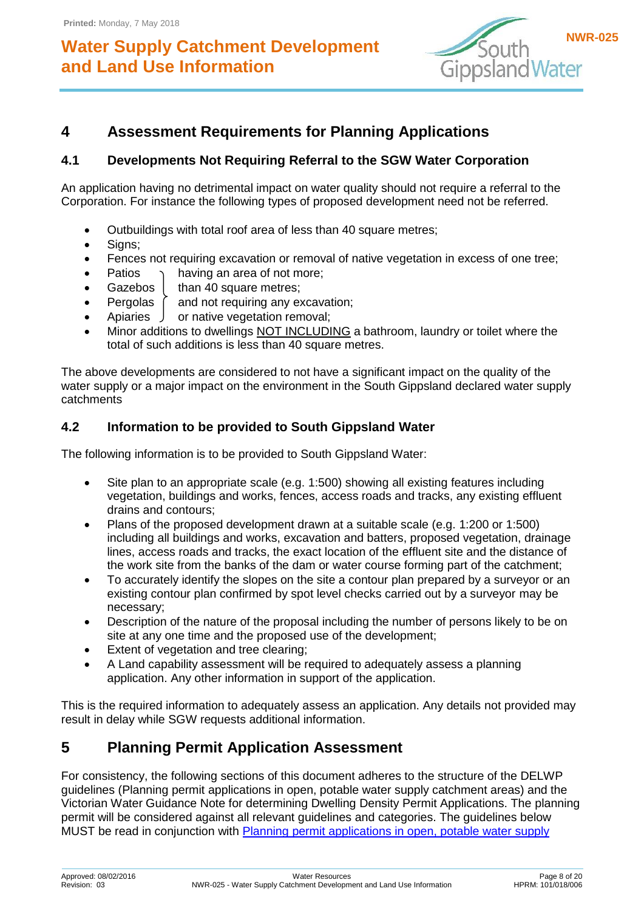## 4 Assessment Requirements for Planning Applications

### 4.1 Developments Not Requiring Referral to the SGW Water Corporation

An application having no detrimental impact on water quality should not require a referral to the Corporation. For instance the following types of proposed development need not be referred.

- Outbuildings with total roof area of less than 40 square metres;
- Signs;
- Fences not requiring excavation or removal of native vegetation in excess of one tree;
- Patios, Gazebos, Pergolas, Apiaries having an area of not more than 40 square metres; and not requiring any excavation; or native vegetation removal;
- Minor additions to dwellings NOT INCLUDING a bathroom, laundry or toilet where the total of such additions is less than 40 square metres.

The above developments are considered to not have a significant impact on the quality of the water supply or a major impact on the environment in the South Gippsland declared water supply catchments

### 4.2 Information to be provided to South Gippsland Water

The following information is to be provided to South Gippsland Water:

- Site plan to an appropriate scale (e.g. 1:500) showing all existing features including vegetation, buildings and works, fences, access roads and tracks, any existing effluent drains and contours;
- Plans of the proposed development drawn at a suitable scale (e.g. 1:200 or 1:500) including all buildings and works, excavation and batters, proposed vegetation, drainage lines, access roads and tracks, the exact location of the effluent site and the distance of the work site from the banks of the dam or water course forming part of the catchment;
- To accurately identify the slopes on the site a contour plan prepared by a surveyor or an existing contour plan confirmed by spot level checks carried out by a surveyor may be necessary;
- Description of the nature of the proposal including the number of persons likely to be on site at any one time and the proposed use of the development;
- Extent of vegetation and tree clearing;
- A Land capability assessment will be required to adequately assess a planning application. Any other information in support of the application.

This is the required information to adequately assess an application. Any details not provided may result in delay while SGW requests additional information.

## 5 Planning Permit Application Assessment

For consistency, the following sections of this document adheres to the structure of the DELWP guidelines (Planning permit applications in open, potable water supply catchment areas) and the Victorian Water Guidance Note for determining Dwelling Density Permit Applications. The planning permit will be considered against all relevant guidelines and categories. The guidelines below MUST be read in conjunction with Planning permit applications in open, potable water supply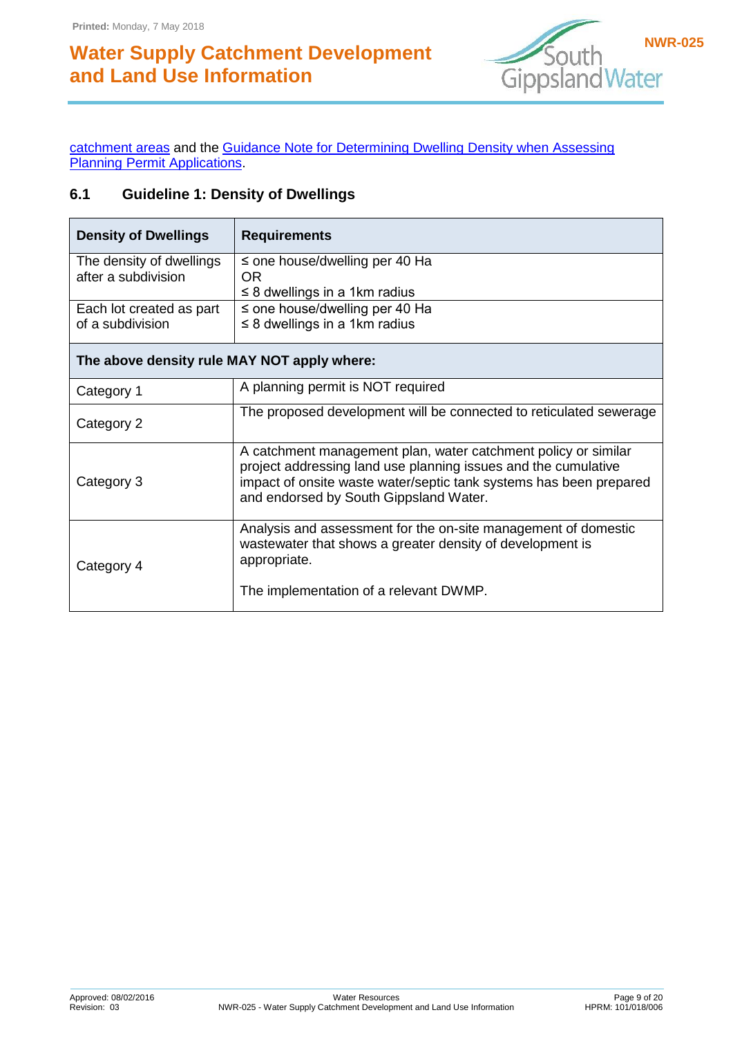catchment areas and the Guidance Note for Determining Dwelling Density when Assessing Planning Permit Applications.

## 6.1 Guideline 1: Density of Dwellings

| Density of Dwellings | Requirements |
|---|---|
| The density of dwellings after a subdivision | ≤ one house/dwelling per 40 Ha<br>OR<br>≤ 8 dwellings in a 1km radius |
| Each lot created as part of a subdivision | ≤ one house/dwelling per 40 Ha<br>≤ 8 dwellings in a 1km radius |
| **The above density rule MAY NOT apply where:** | |
| Category 1 | A planning permit is NOT required |
| Category 2 | The proposed development will be connected to reticulated sewerage |
| Category 3 | A catchment management plan, water catchment policy or similar project addressing land use planning issues and the cumulative impact of onsite waste water/septic tank systems has been prepared and endorsed by South Gippsland Water. |
| Category 4 | Analysis and assessment for the on-site management of domestic wastewater that shows a greater density of development is appropriate.<br><br>The implementation of a relevant DWMP. |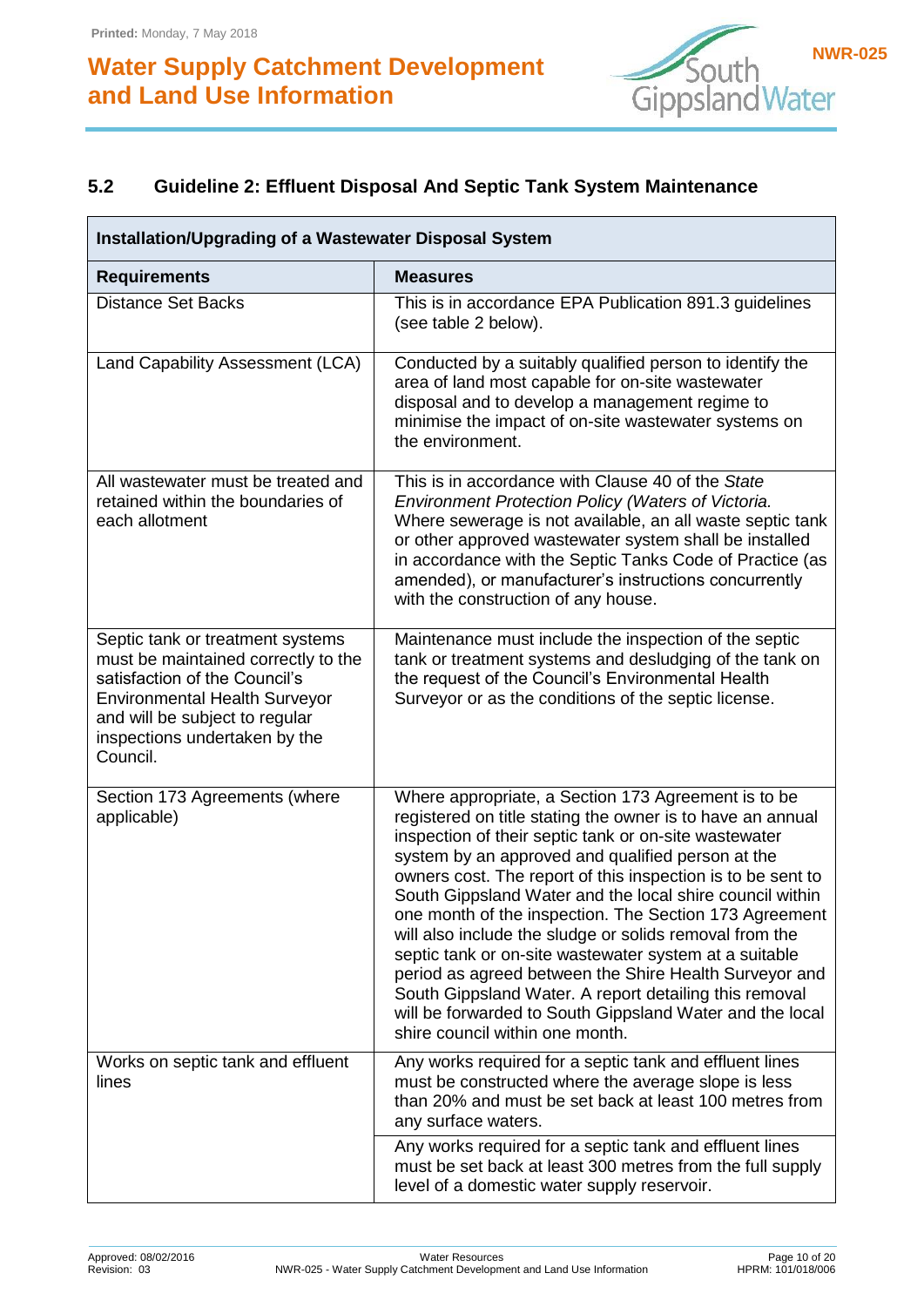## 5.2 Guideline 2: Effluent Disposal And Septic Tank System Maintenance

| Installation/Upgrading of a Wastewater Disposal System | |
|---|---|
| **Requirements** | **Measures** |
| Distance Set Backs | This is in accordance EPA Publication 891.3 guidelines (see table 2 below). |
| Land Capability Assessment (LCA) | Conducted by a suitably qualified person to identify the area of land most capable for on-site wastewater disposal and to develop a management regime to minimise the impact of on-site wastewater systems on the environment. |
| All wastewater must be treated and retained within the boundaries of each allotment | This is in accordance with Clause 40 of the *State Environment Protection Policy (Waters of Victoria.* Where sewerage is not available, an all waste septic tank or other approved wastewater system shall be installed in accordance with the Septic Tanks Code of Practice (as amended), or manufacturer's instructions concurrently with the construction of any house. |
| Septic tank or treatment systems must be maintained correctly to the satisfaction of the Council's Environmental Health Surveyor and will be subject to regular inspections undertaken by the Council. | Maintenance must include the inspection of the septic tank or treatment systems and desludging of the tank on the request of the Council's Environmental Health Surveyor or as the conditions of the septic license. |
| Section 173 Agreements (where applicable) | Where appropriate, a Section 173 Agreement is to be registered on title stating the owner is to have an annual inspection of their septic tank or on-site wastewater system by an approved and qualified person at the owners cost. The report of this inspection is to be sent to South Gippsland Water and the local shire council within one month of the inspection. The Section 173 Agreement will also include the sludge or solids removal from the septic tank or on-site wastewater system at a suitable period as agreed between the Shire Health Surveyor and South Gippsland Water. A report detailing this removal will be forwarded to South Gippsland Water and the local shire council within one month. |
| Works on septic tank and effluent lines | Any works required for a septic tank and effluent lines must be constructed where the average slope is less than 20% and must be set back at least 100 metres from any surface waters. |
| | Any works required for a septic tank and effluent lines must be set back at least 300 metres from the full supply level of a domestic water supply reservoir. |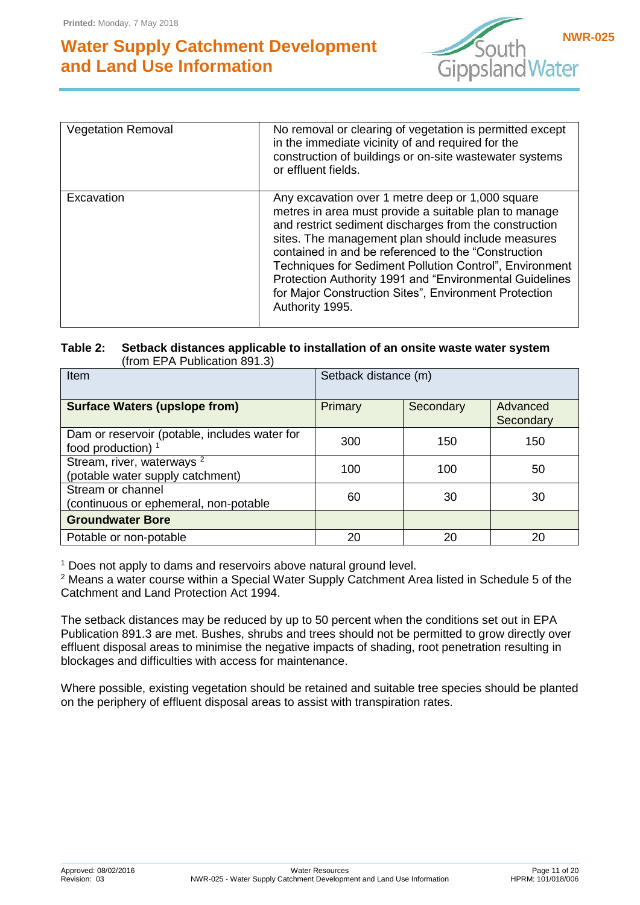| Vegetation Removal | No removal or clearing of vegetation is permitted except in the immediate vicinity of and required for the construction of buildings or on-site wastewater systems or effluent fields. |
| --- | --- |
| Excavation | Any excavation over 1 metre deep or 1,000 square metres in area must provide a suitable plan to manage and restrict sediment discharges from the construction sites. The management plan should include measures contained in and be referenced to the "Construction Techniques for Sediment Pollution Control", Environment Protection Authority 1991 and "Environmental Guidelines for Major Construction Sites", Environment Protection Authority 1995. |

**Table 2: Setback distances applicable to installation of an onsite waste water system** (from EPA Publication 891.3)

| Item | Setback distance (m) | | |
| --- | --- | --- | --- |
| **Surface Waters (upslope from)** | Primary | Secondary | Advanced Secondary |
| Dam or reservoir (potable, includes water for food production) [1] | 300 | 150 | 150 |
| Stream, river, waterways [2] (potable water supply catchment) | 100 | 100 | 50 |
| Stream or channel (continuous or ephemeral, non-potable | 60 | 30 | 30 |
| **Groundwater Bore** | | | |
| Potable or non-potable | 20 | 20 | 20 |

[1] Does not apply to dams and reservoirs above natural ground level.
[2] Means a water course within a Special Water Supply Catchment Area listed in Schedule 5 of the Catchment and Land Protection Act 1994.

The setback distances may be reduced by up to 50 percent when the conditions set out in EPA Publication 891.3 are met. Bushes, shrubs and trees should not be permitted to grow directly over effluent disposal areas to minimise the negative impacts of shading, root penetration resulting in blockages and difficulties with access for maintenance.

Where possible, existing vegetation should be retained and suitable tree species should be planted on the periphery of effluent disposal areas to assist with transpiration rates.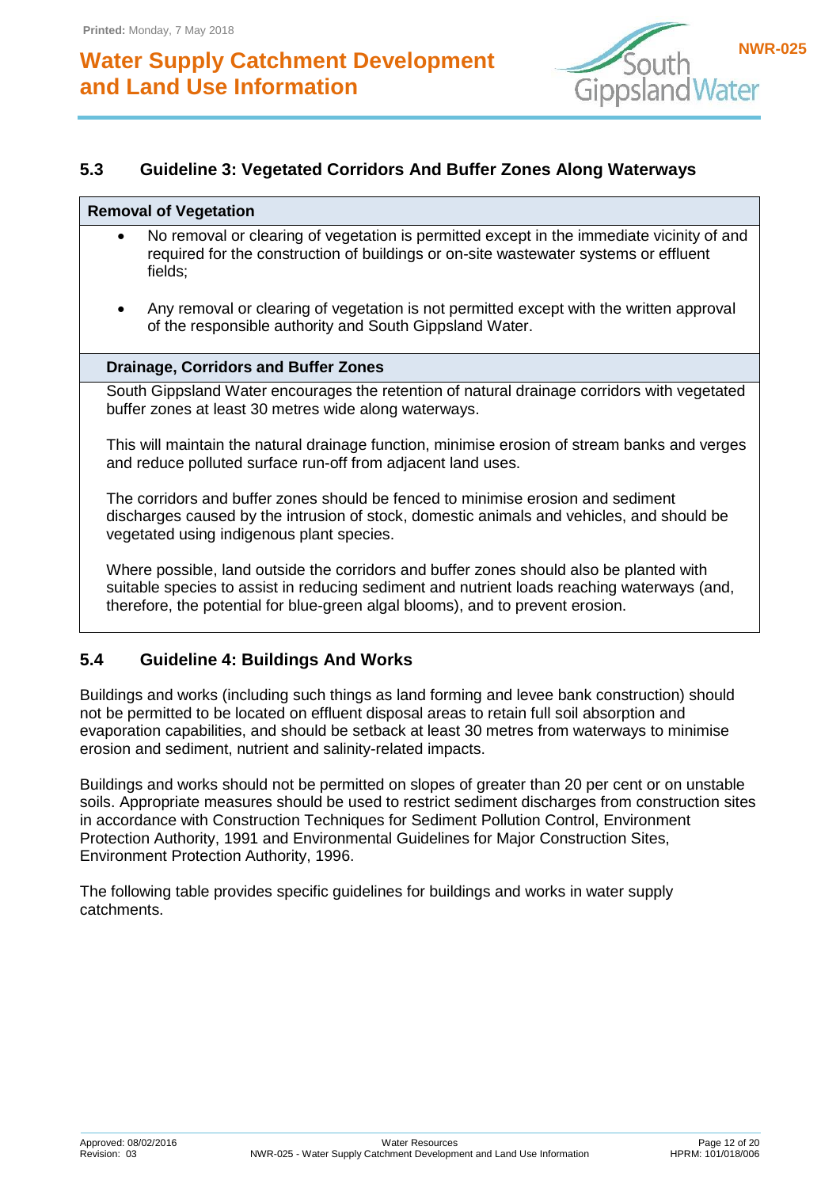## 5.3 Guideline 3: Vegetated Corridors And Buffer Zones Along Waterways

**Removal of Vegetation**

- No removal or clearing of vegetation is permitted except in the immediate vicinity of and required for the construction of buildings or on-site wastewater systems or effluent fields;
- Any removal or clearing of vegetation is not permitted except with the written approval of the responsible authority and South Gippsland Water.

**Drainage, Corridors and Buffer Zones**

South Gippsland Water encourages the retention of natural drainage corridors with vegetated buffer zones at least 30 metres wide along waterways.

This will maintain the natural drainage function, minimise erosion of stream banks and verges and reduce polluted surface run-off from adjacent land uses.

The corridors and buffer zones should be fenced to minimise erosion and sediment discharges caused by the intrusion of stock, domestic animals and vehicles, and should be vegetated using indigenous plant species.

Where possible, land outside the corridors and buffer zones should also be planted with suitable species to assist in reducing sediment and nutrient loads reaching waterways (and, therefore, the potential for blue-green algal blooms), and to prevent erosion.

## 5.4 Guideline 4: Buildings And Works

Buildings and works (including such things as land forming and levee bank construction) should not be permitted to be located on effluent disposal areas to retain full soil absorption and evaporation capabilities, and should be setback at least 30 metres from waterways to minimise erosion and sediment, nutrient and salinity-related impacts.

Buildings and works should not be permitted on slopes of greater than 20 per cent or on unstable soils. Appropriate measures should be used to restrict sediment discharges from construction sites in accordance with Construction Techniques for Sediment Pollution Control, Environment Protection Authority, 1991 and Environmental Guidelines for Major Construction Sites, Environment Protection Authority, 1996.

The following table provides specific guidelines for buildings and works in water supply catchments.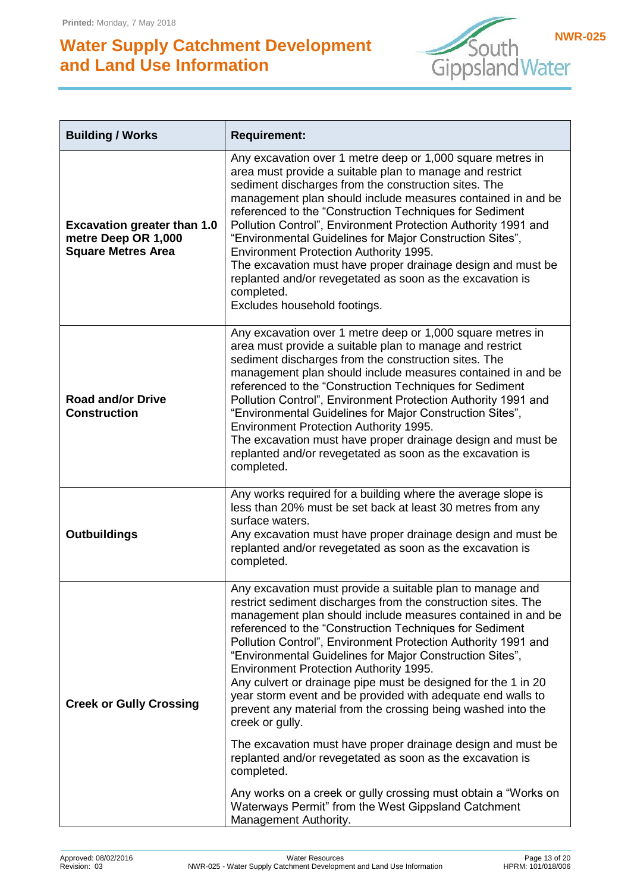| Building / Works | Requirement: |
|---|---|
| **Excavation greater than 1.0 metre Deep OR 1,000 Square Metres Area** | Any excavation over 1 metre deep or 1,000 square metres in area must provide a suitable plan to manage and restrict sediment discharges from the construction sites. The management plan should include measures contained in and be referenced to the "Construction Techniques for Sediment Pollution Control", Environment Protection Authority 1991 and "Environmental Guidelines for Major Construction Sites", Environment Protection Authority 1995.<br>The excavation must have proper drainage design and must be replanted and/or revegetated as soon as the excavation is completed.<br>Excludes household footings. |
| **Road and/or Drive Construction** | Any excavation over 1 metre deep or 1,000 square metres in area must provide a suitable plan to manage and restrict sediment discharges from the construction sites. The management plan should include measures contained in and be referenced to the "Construction Techniques for Sediment Pollution Control", Environment Protection Authority 1991 and "Environmental Guidelines for Major Construction Sites", Environment Protection Authority 1995.<br>The excavation must have proper drainage design and must be replanted and/or revegetated as soon as the excavation is completed. |
| **Outbuildings** | Any works required for a building where the average slope is less than 20% must be set back at least 30 metres from any surface waters.<br>Any excavation must have proper drainage design and must be replanted and/or revegetated as soon as the excavation is completed. |
| **Creek or Gully Crossing** | Any excavation must provide a suitable plan to manage and restrict sediment discharges from the construction sites. The management plan should include measures contained in and be referenced to the "Construction Techniques for Sediment Pollution Control", Environment Protection Authority 1991 and "Environmental Guidelines for Major Construction Sites", Environment Protection Authority 1995.<br>Any culvert or drainage pipe must be designed for the 1 in 20 year storm event and be provided with adequate end walls to prevent any material from the crossing being washed into the creek or gully.<br><br>The excavation must have proper drainage design and must be replanted and/or revegetated as soon as the excavation is completed.<br><br>Any works on a creek or gully crossing must obtain a "Works on Waterways Permit" from the West Gippsland Catchment Management Authority. |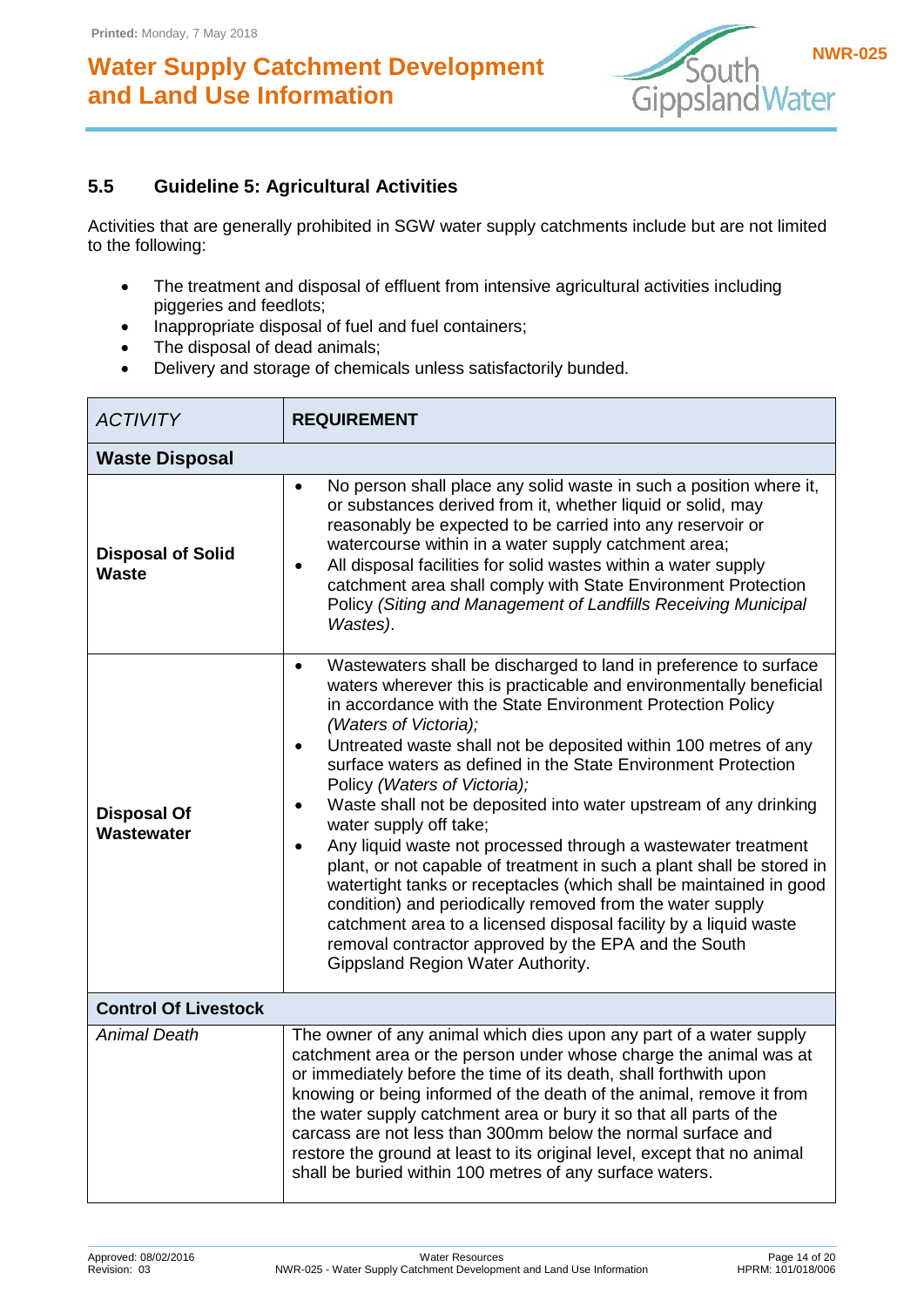## 5.5 Guideline 5: Agricultural Activities

Activities that are generally prohibited in SGW water supply catchments include but are not limited to the following:

- The treatment and disposal of effluent from intensive agricultural activities including piggeries and feedlots;
- Inappropriate disposal of fuel and fuel containers;
- The disposal of dead animals;
- Delivery and storage of chemicals unless satisfactorily bunded.

| *ACTIVITY* | **REQUIREMENT** |
|---|---|
| **Waste Disposal** | |
| **Disposal of Solid Waste** | • No person shall place any solid waste in such a position where it, or substances derived from it, whether liquid or solid, may reasonably be expected to be carried into any reservoir or watercourse within in a water supply catchment area;<br>• All disposal facilities for solid wastes within a water supply catchment area shall comply with State Environment Protection Policy *(Siting and Management of Landfills Receiving Municipal Wastes)*. |
| **Disposal Of Wastewater** | • Wastewaters shall be discharged to land in preference to surface waters wherever this is practicable and environmentally beneficial in accordance with the State Environment Protection Policy *(Waters of Victoria);*<br>• Untreated waste shall not be deposited within 100 metres of any surface waters as defined in the State Environment Protection Policy *(Waters of Victoria);*<br>• Waste shall not be deposited into water upstream of any drinking water supply off take;<br>• Any liquid waste not processed through a wastewater treatment plant, or not capable of treatment in such a plant shall be stored in watertight tanks or receptacles (which shall be maintained in good condition) and periodically removed from the water supply catchment area to a licensed disposal facility by a liquid waste removal contractor approved by the EPA and the South Gippsland Region Water Authority. |
| **Control Of Livestock** | |
| *Animal Death* | The owner of any animal which dies upon any part of a water supply catchment area or the person under whose charge the animal was at or immediately before the time of its death, shall forthwith upon knowing or being informed of the death of the animal, remove it from the water supply catchment area or bury it so that all parts of the carcass are not less than 300mm below the normal surface and restore the ground at least to its original level, except that no animal shall be buried within 100 metres of any surface waters. |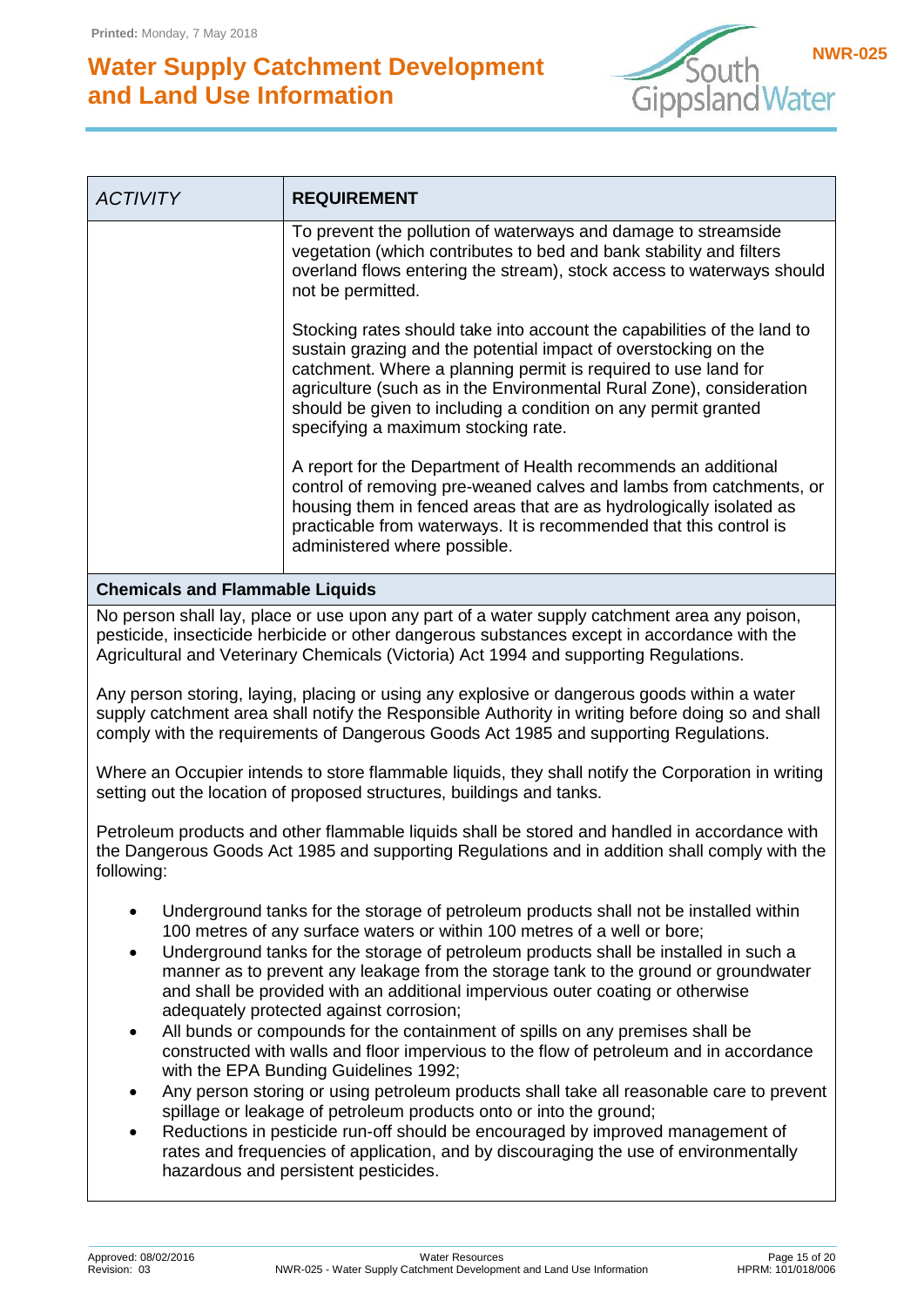| *ACTIVITY* | **REQUIREMENT** |
|---|---|
| | To prevent the pollution of waterways and damage to streamside vegetation (which contributes to bed and bank stability and filters overland flows entering the stream), stock access to waterways should not be permitted.<br><br>Stocking rates should take into account the capabilities of the land to sustain grazing and the potential impact of overstocking on the catchment. Where a planning permit is required to use land for agriculture (such as in the Environmental Rural Zone), consideration should be given to including a condition on any permit granted specifying a maximum stocking rate.<br><br>A report for the Department of Health recommends an additional control of removing pre-weaned calves and lambs from catchments, or housing them in fenced areas that are as hydrologically isolated as practicable from waterways. It is recommended that this control is administered where possible. |

**Chemicals and Flammable Liquids**

No person shall lay, place or use upon any part of a water supply catchment area any poison, pesticide, insecticide herbicide or other dangerous substances except in accordance with the Agricultural and Veterinary Chemicals (Victoria) Act 1994 and supporting Regulations.

Any person storing, laying, placing or using any explosive or dangerous goods within a water supply catchment area shall notify the Responsible Authority in writing before doing so and shall comply with the requirements of Dangerous Goods Act 1985 and supporting Regulations.

Where an Occupier intends to store flammable liquids, they shall notify the Corporation in writing setting out the location of proposed structures, buildings and tanks.

Petroleum products and other flammable liquids shall be stored and handled in accordance with the Dangerous Goods Act 1985 and supporting Regulations and in addition shall comply with the following:

- Underground tanks for the storage of petroleum products shall not be installed within 100 metres of any surface waters or within 100 metres of a well or bore;
- Underground tanks for the storage of petroleum products shall be installed in such a manner as to prevent any leakage from the storage tank to the ground or groundwater and shall be provided with an additional impervious outer coating or otherwise adequately protected against corrosion;
- All bunds or compounds for the containment of spills on any premises shall be constructed with walls and floor impervious to the flow of petroleum and in accordance with the EPA Bunding Guidelines 1992;
- Any person storing or using petroleum products shall take all reasonable care to prevent spillage or leakage of petroleum products onto or into the ground;
- Reductions in pesticide run-off should be encouraged by improved management of rates and frequencies of application, and by discouraging the use of environmentally hazardous and persistent pesticides.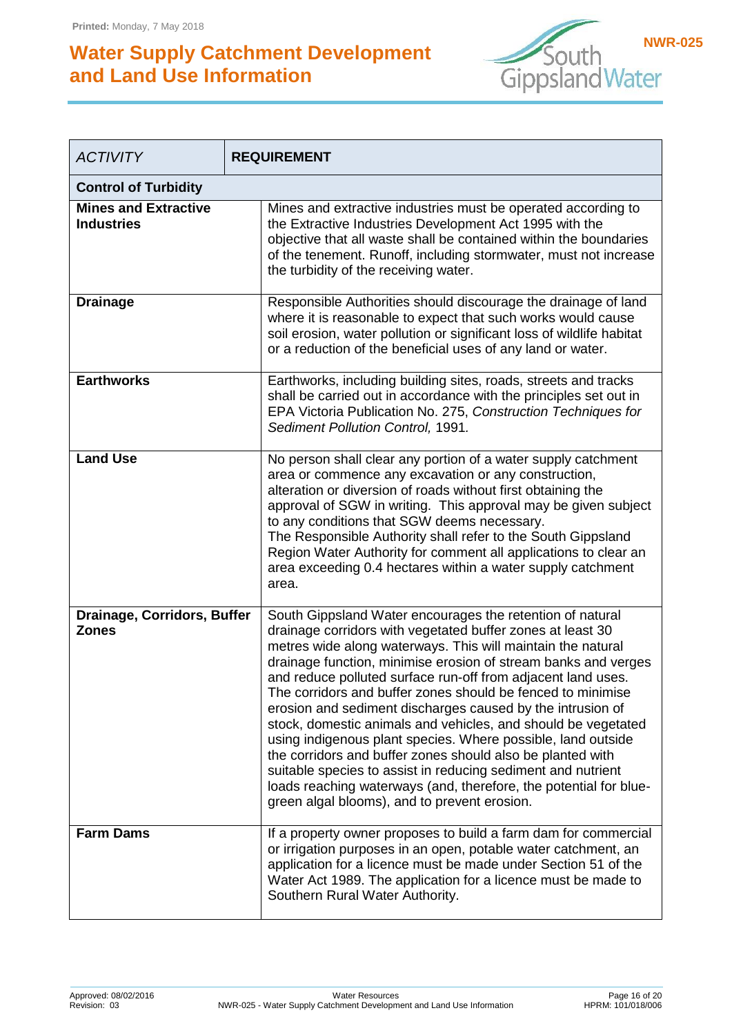| *ACTIVITY* | **REQUIREMENT** |
|---|---|
| **Control of Turbidity** | |
| **Mines and Extractive Industries** | Mines and extractive industries must be operated according to the Extractive Industries Development Act 1995 with the objective that all waste shall be contained within the boundaries of the tenement. Runoff, including stormwater, must not increase the turbidity of the receiving water. |
| **Drainage** | Responsible Authorities should discourage the drainage of land where it is reasonable to expect that such works would cause soil erosion, water pollution or significant loss of wildlife habitat or a reduction of the beneficial uses of any land or water. |
| **Earthworks** | Earthworks, including building sites, roads, streets and tracks shall be carried out in accordance with the principles set out in EPA Victoria Publication No. 275, *Construction Techniques for Sediment Pollution Control,* 1991. |
| **Land Use** | No person shall clear any portion of a water supply catchment area or commence any excavation or any construction, alteration or diversion of roads without first obtaining the approval of SGW in writing. This approval may be given subject to any conditions that SGW deems necessary. The Responsible Authority shall refer to the South Gippsland Region Water Authority for comment all applications to clear an area exceeding 0.4 hectares within a water supply catchment area. |
| **Drainage, Corridors, Buffer Zones** | South Gippsland Water encourages the retention of natural drainage corridors with vegetated buffer zones at least 30 metres wide along waterways. This will maintain the natural drainage function, minimise erosion of stream banks and verges and reduce polluted surface run-off from adjacent land uses. The corridors and buffer zones should be fenced to minimise erosion and sediment discharges caused by the intrusion of stock, domestic animals and vehicles, and should be vegetated using indigenous plant species. Where possible, land outside the corridors and buffer zones should also be planted with suitable species to assist in reducing sediment and nutrient loads reaching waterways (and, therefore, the potential for blue-green algal blooms), and to prevent erosion. |
| **Farm Dams** | If a property owner proposes to build a farm dam for commercial or irrigation purposes in an open, potable water catchment, an application for a licence must be made under Section 51 of the Water Act 1989. The application for a licence must be made to Southern Rural Water Authority. |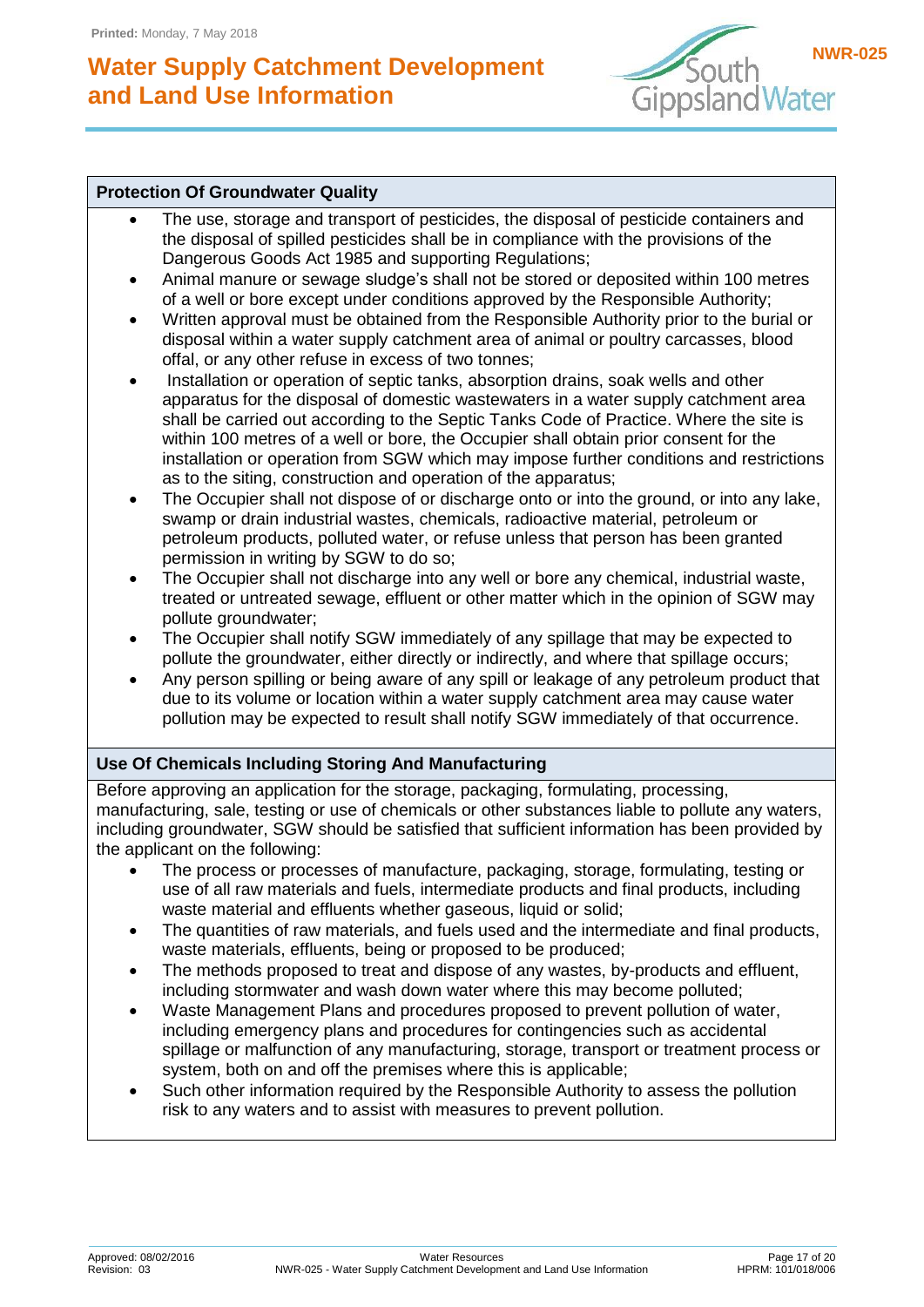**Protection Of Groundwater Quality**

- The use, storage and transport of pesticides, the disposal of pesticide containers and the disposal of spilled pesticides shall be in compliance with the provisions of the Dangerous Goods Act 1985 and supporting Regulations;
- Animal manure or sewage sludge's shall not be stored or deposited within 100 metres of a well or bore except under conditions approved by the Responsible Authority;
- Written approval must be obtained from the Responsible Authority prior to the burial or disposal within a water supply catchment area of animal or poultry carcasses, blood offal, or any other refuse in excess of two tonnes;
- Installation or operation of septic tanks, absorption drains, soak wells and other apparatus for the disposal of domestic wastewaters in a water supply catchment area shall be carried out according to the Septic Tanks Code of Practice. Where the site is within 100 metres of a well or bore, the Occupier shall obtain prior consent for the installation or operation from SGW which may impose further conditions and restrictions as to the siting, construction and operation of the apparatus;
- The Occupier shall not dispose of or discharge onto or into the ground, or into any lake, swamp or drain industrial wastes, chemicals, radioactive material, petroleum or petroleum products, polluted water, or refuse unless that person has been granted permission in writing by SGW to do so;
- The Occupier shall not discharge into any well or bore any chemical, industrial waste, treated or untreated sewage, effluent or other matter which in the opinion of SGW may pollute groundwater;
- The Occupier shall notify SGW immediately of any spillage that may be expected to pollute the groundwater, either directly or indirectly, and where that spillage occurs;
- Any person spilling or being aware of any spill or leakage of any petroleum product that due to its volume or location within a water supply catchment area may cause water pollution may be expected to result shall notify SGW immediately of that occurrence.

**Use Of Chemicals Including Storing And Manufacturing**

Before approving an application for the storage, packaging, formulating, processing, manufacturing, sale, testing or use of chemicals or other substances liable to pollute any waters, including groundwater, SGW should be satisfied that sufficient information has been provided by the applicant on the following:

- The process or processes of manufacture, packaging, storage, formulating, testing or use of all raw materials and fuels, intermediate products and final products, including waste material and effluents whether gaseous, liquid or solid;
- The quantities of raw materials, and fuels used and the intermediate and final products, waste materials, effluents, being or proposed to be produced;
- The methods proposed to treat and dispose of any wastes, by-products and effluent, including stormwater and wash down water where this may become polluted;
- Waste Management Plans and procedures proposed to prevent pollution of water, including emergency plans and procedures for contingencies such as accidental spillage or malfunction of any manufacturing, storage, transport or treatment process or system, both on and off the premises where this is applicable;
- Such other information required by the Responsible Authority to assess the pollution risk to any waters and to assist with measures to prevent pollution.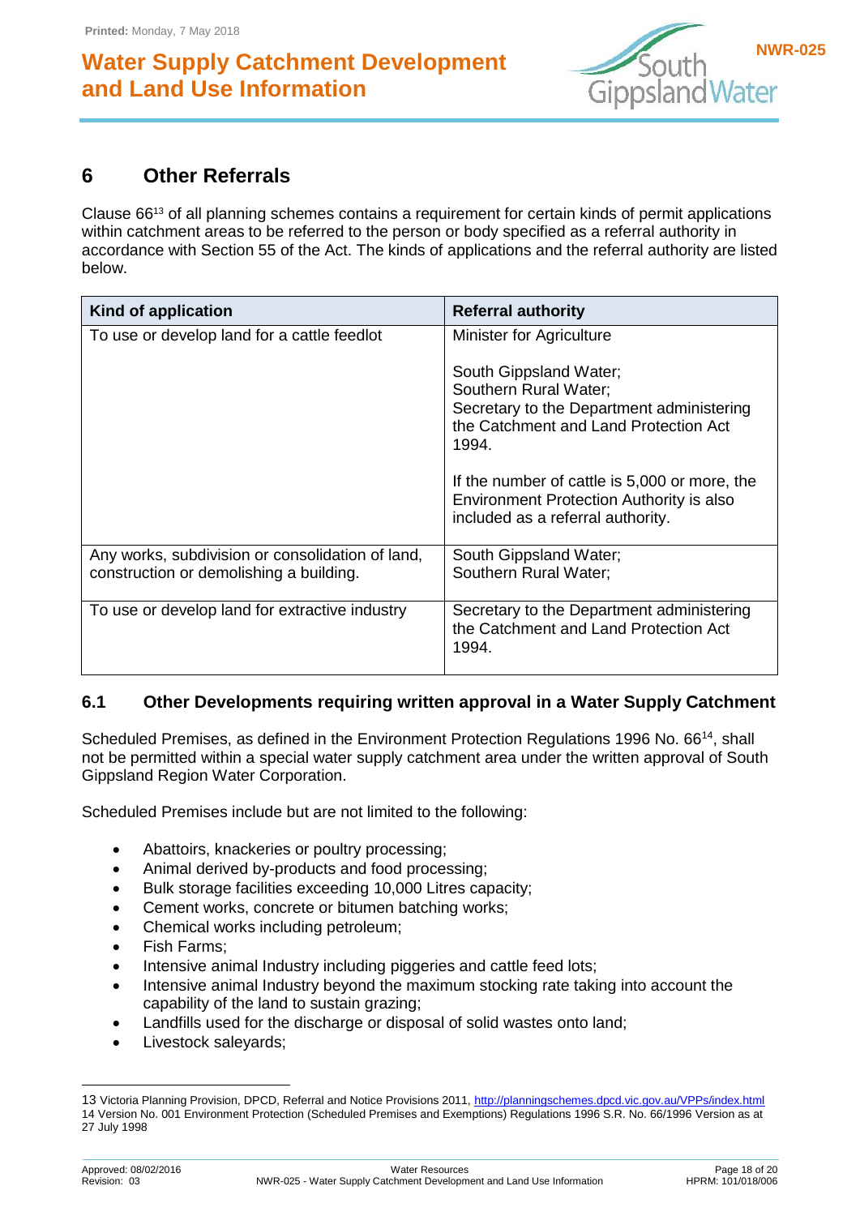## 6 Other Referrals

Clause 66[13] of all planning schemes contains a requirement for certain kinds of permit applications within catchment areas to be referred to the person or body specified as a referral authority in accordance with Section 55 of the Act. The kinds of applications and the referral authority are listed below.

| Kind of application | Referral authority |
|---|---|
| To use or develop land for a cattle feedlot | Minister for Agriculture<br><br>South Gippsland Water;<br>Southern Rural Water;<br>Secretary to the Department administering the Catchment and Land Protection Act 1994.<br><br>If the number of cattle is 5,000 or more, the Environment Protection Authority is also included as a referral authority. |
| Any works, subdivision or consolidation of land, construction or demolishing a building. | South Gippsland Water;<br>Southern Rural Water; |
| To use or develop land for extractive industry | Secretary to the Department administering the Catchment and Land Protection Act 1994. |

### 6.1 Other Developments requiring written approval in a Water Supply Catchment

Scheduled Premises, as defined in the Environment Protection Regulations 1996 No. 66[14], shall not be permitted within a special water supply catchment area under the written approval of South Gippsland Region Water Corporation.

Scheduled Premises include but are not limited to the following:

- Abattoirs, knackeries or poultry processing;
- Animal derived by-products and food processing;
- Bulk storage facilities exceeding 10,000 Litres capacity;
- Cement works, concrete or bitumen batching works;
- Chemical works including petroleum;
- Fish Farms;
- Intensive animal Industry including piggeries and cattle feed lots;
- Intensive animal Industry beyond the maximum stocking rate taking into account the capability of the land to sustain grazing;
- Landfills used for the discharge or disposal of solid wastes onto land;
- Livestock saleyards;

---

13 Victoria Planning Provision, DPCD, Referral and Notice Provisions 2011, http://planningschemes.dpcd.vic.gov.au/VPPs/index.html

14 Version No. 001 Environment Protection (Scheduled Premises and Exemptions) Regulations 1996 S.R. No. 66/1996 Version as at 27 July 1998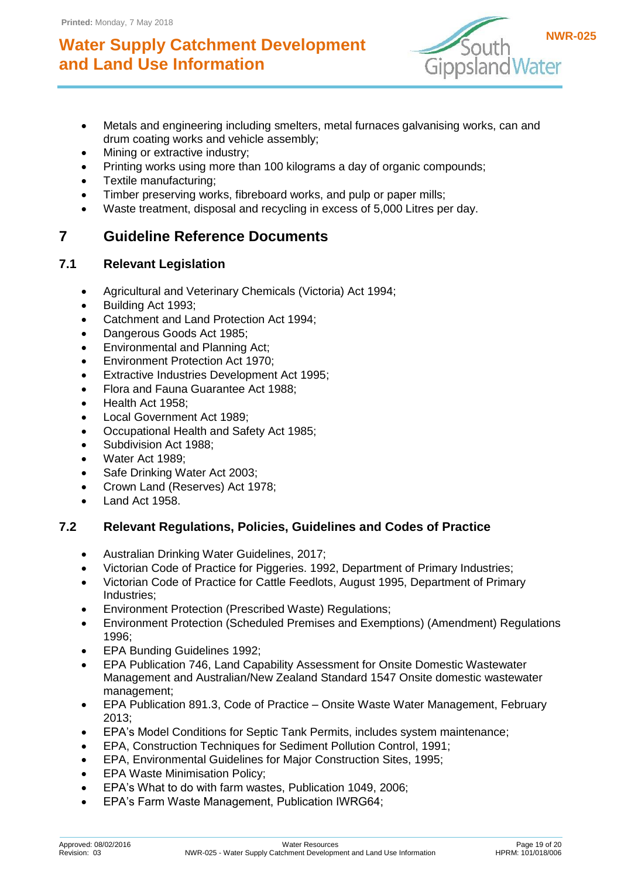- Metals and engineering including smelters, metal furnaces galvanising works, can and drum coating works and vehicle assembly;
- Mining or extractive industry;
- Printing works using more than 100 kilograms a day of organic compounds;
- Textile manufacturing;
- Timber preserving works, fibreboard works, and pulp or paper mills;
- Waste treatment, disposal and recycling in excess of 5,000 Litres per day.

# 7 Guideline Reference Documents

## 7.1 Relevant Legislation

- Agricultural and Veterinary Chemicals (Victoria) Act 1994;
- Building Act 1993;
- Catchment and Land Protection Act 1994;
- Dangerous Goods Act 1985;
- Environmental and Planning Act;
- Environment Protection Act 1970;
- Extractive Industries Development Act 1995;
- Flora and Fauna Guarantee Act 1988;
- Health Act 1958;
- Local Government Act 1989;
- Occupational Health and Safety Act 1985;
- Subdivision Act 1988;
- Water Act 1989;
- Safe Drinking Water Act 2003;
- Crown Land (Reserves) Act 1978;
- Land Act 1958.

## 7.2 Relevant Regulations, Policies, Guidelines and Codes of Practice

- Australian Drinking Water Guidelines, 2017;
- Victorian Code of Practice for Piggeries. 1992, Department of Primary Industries;
- Victorian Code of Practice for Cattle Feedlots, August 1995, Department of Primary Industries;
- Environment Protection (Prescribed Waste) Regulations;
- Environment Protection (Scheduled Premises and Exemptions) (Amendment) Regulations 1996;
- EPA Bunding Guidelines 1992;
- EPA Publication 746, Land Capability Assessment for Onsite Domestic Wastewater Management and Australian/New Zealand Standard 1547 Onsite domestic wastewater management;
- EPA Publication 891.3, Code of Practice – Onsite Waste Water Management, February 2013;
- EPA's Model Conditions for Septic Tank Permits, includes system maintenance;
- EPA, Construction Techniques for Sediment Pollution Control, 1991;
- EPA, Environmental Guidelines for Major Construction Sites, 1995;
- EPA Waste Minimisation Policy;
- EPA's What to do with farm wastes, Publication 1049, 2006;
- EPA's Farm Waste Management, Publication IWRG64;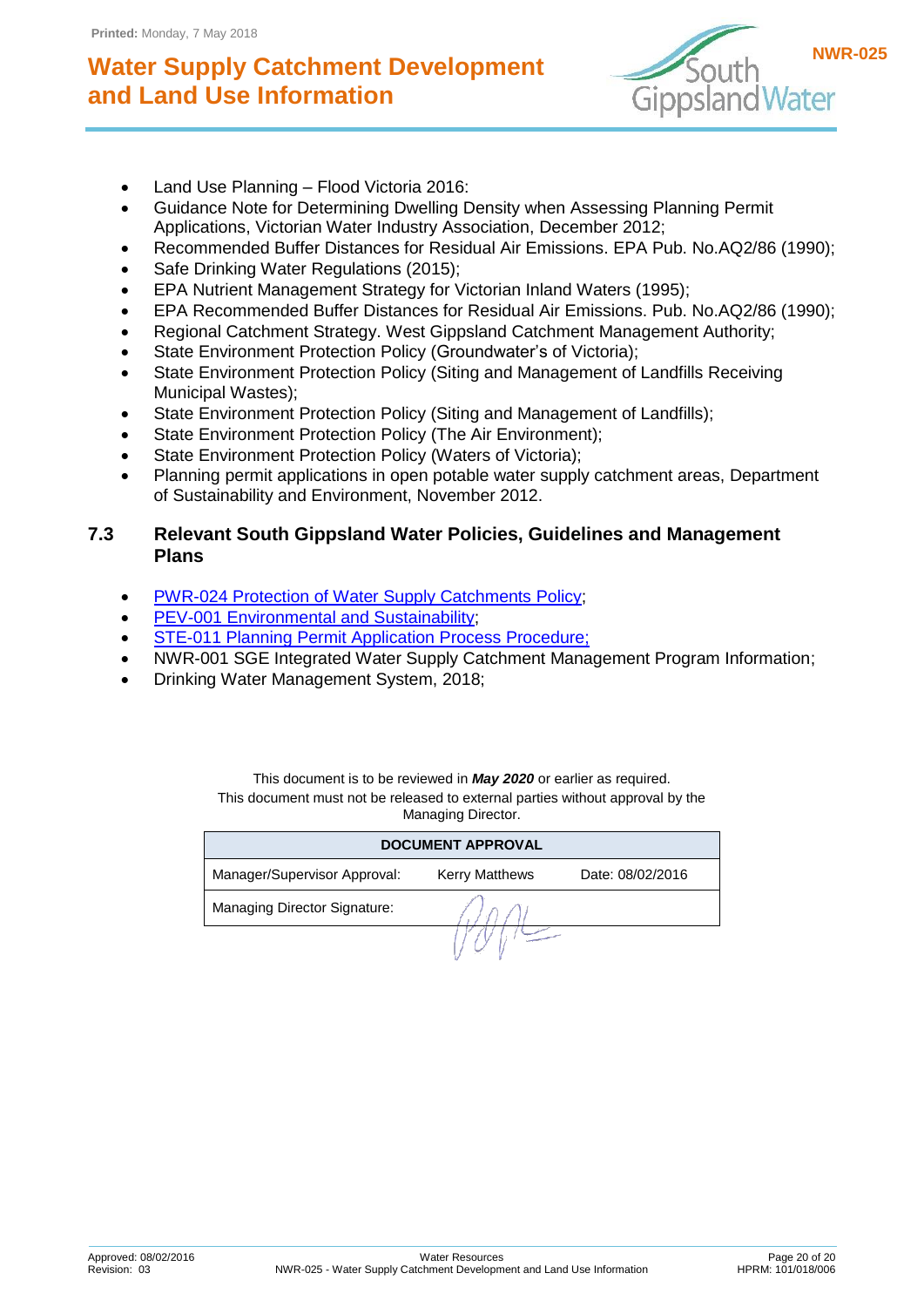- Land Use Planning – Flood Victoria 2016:
- Guidance Note for Determining Dwelling Density when Assessing Planning Permit Applications, Victorian Water Industry Association, December 2012;
- Recommended Buffer Distances for Residual Air Emissions. EPA Pub. No.AQ2/86 (1990);
- Safe Drinking Water Regulations (2015);
- EPA Nutrient Management Strategy for Victorian Inland Waters (1995);
- EPA Recommended Buffer Distances for Residual Air Emissions. Pub. No.AQ2/86 (1990);
- Regional Catchment Strategy. West Gippsland Catchment Management Authority;
- State Environment Protection Policy (Groundwater's of Victoria);
- State Environment Protection Policy (Siting and Management of Landfills Receiving Municipal Wastes);
- State Environment Protection Policy (Siting and Management of Landfills);
- State Environment Protection Policy (The Air Environment);
- State Environment Protection Policy (Waters of Victoria);
- Planning permit applications in open potable water supply catchment areas, Department of Sustainability and Environment, November 2012.

### 7.3 Relevant South Gippsland Water Policies, Guidelines and Management Plans

- PWR-024 Protection of Water Supply Catchments Policy;
- PEV-001 Environmental and Sustainability;
- STE-011 Planning Permit Application Process Procedure;
- NWR-001 SGE Integrated Water Supply Catchment Management Program Information;
- Drinking Water Management System, 2018;

This document is to be reviewed in ***May 2020*** or earlier as required.
This document must not be released to external parties without approval by the Managing Director.

| DOCUMENT APPROVAL | | |
|---|---|---|
| Manager/Supervisor Approval: | Kerry Matthews | Date: 08/02/2016 |
| Managing Director Signature: | | |